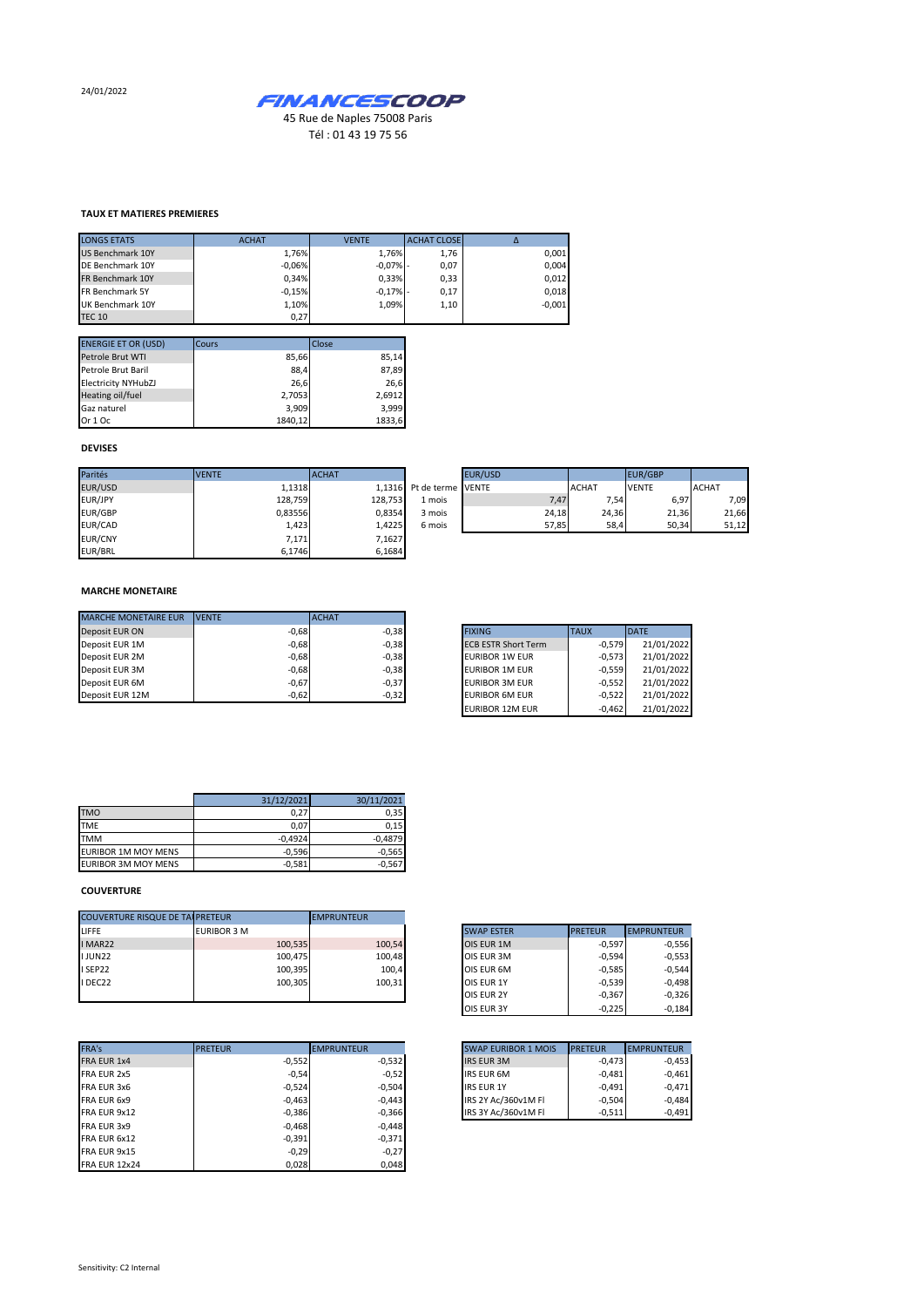24/01/2022

**FINANCESCOOP**

45 Rue de Naples 75008 Paris

Tél : 01 43 19 75 56

### TAUX ET MATIERES PREMIERES

| LONGS ETATS | ACHAT | VENTE | ACHAT CLOSE | Δ |
|---|---|---|---|---|
| US Benchmark 10Y | 1,76% | 1,76% | 1,76 | 0,001 |
| DE Benchmark 10Y | -0,06% | -0,07% | - 0,07 | 0,004 |
| FR Benchmark 10Y | 0,34% | 0,33% | 0,33 | 0,012 |
| FR Benchmark 5Y | -0,15% | -0,17% | - 0,17 | 0,018 |
| UK Benchmark 10Y | 1,10% | 1,09% | 1,10 | -0,001 |
| TEC 10 | 0,27 | | | |

| ENERGIE ET OR (USD) | Cours | Close |
|---|---|---|
| Petrole Brut WTI | 85,66 | 85,14 |
| Petrole Brut Baril | 88,4 | 87,89 |
| Electricity NYHubZJ | 26,6 | 26,6 |
| Heating oil/fuel | 2,7053 | 2,6912 |
| Gaz naturel | 3,909 | 3,999 |
| Or 1 Oc | 1840,12 | 1833,6 |

### DEVISES

| Parités | VENTE | ACHAT |
|---|---|---|
| EUR/USD | 1,1318 | 1,1316 |
| EUR/JPY | 128,759 | 128,753 |
| EUR/GBP | 0,83556 | 0,8354 |
| EUR/CAD | 1,423 | 1,4225 |
| EUR/CNY | 7,171 | 7,1627 |
| EUR/BRL | 6,1746 | 6,1684 |

| Pt de terme | EUR/USD VENTE | EUR/USD ACHAT | EUR/GBP VENTE | EUR/GBP ACHAT |
|---|---|---|---|---|
| 1 mois | 7,47 | 7,54 | 6,97 | 7,09 |
| 3 mois | 24,18 | 24,36 | 21,36 | 21,66 |
| 6 mois | 57,85 | 58,4 | 50,34 | 51,12 |

### MARCHE MONETAIRE

| MARCHE MONETAIRE EUR | VENTE | ACHAT |
|---|---|---|
| Deposit EUR ON | -0,68 | -0,38 |
| Deposit EUR 1M | -0,68 | -0,38 |
| Deposit EUR 2M | -0,68 | -0,38 |
| Deposit EUR 3M | -0,68 | -0,38 |
| Deposit EUR 6M | -0,67 | -0,37 |
| Deposit EUR 12M | -0,62 | -0,32 |

| FIXING | TAUX | DATE |
|---|---|---|
| ECB ESTR Short Term | -0,579 | 21/01/2022 |
| EURIBOR 1W EUR | -0,573 | 21/01/2022 |
| EURIBOR 1M EUR | -0,559 | 21/01/2022 |
| EURIBOR 3M EUR | -0,552 | 21/01/2022 |
| EURIBOR 6M EUR | -0,522 | 21/01/2022 |
| EURIBOR 12M EUR | -0,462 | 21/01/2022 |

| | 31/12/2021 | 30/11/2021 |
|---|---|---|
| TMO | 0,27 | 0,35 |
| TME | 0,07 | 0,15 |
| TMM | -0,4924 | -0,4879 |
| EURIBOR 1M MOY MENS | -0,596 | -0,565 |
| EURIBOR 3M MOY MENS | -0,581 | -0,567 |

### COUVERTURE

| COUVERTURE RISQUE DE TAUX | PRETEUR | EMPRUNTEUR |
|---|---|---|
| LIFFE | EURIBOR 3 M | |
| I MAR22 | 100,535 | 100,54 |
| I JUN22 | 100,475 | 100,48 |
| I SEP22 | 100,395 | 100,4 |
| I DEC22 | 100,305 | 100,31 |

| SWAP ESTER | PRETEUR | EMPRUNTEUR |
|---|---|---|
| OIS EUR 1M | -0,597 | -0,556 |
| OIS EUR 3M | -0,594 | -0,553 |
| OIS EUR 6M | -0,585 | -0,544 |
| OIS EUR 1Y | -0,539 | -0,498 |
| OIS EUR 2Y | -0,367 | -0,326 |
| OIS EUR 3Y | -0,225 | -0,184 |

| FRA's | PRETEUR | EMPRUNTEUR |
|---|---|---|
| FRA EUR 1x4 | -0,552 | -0,532 |
| FRA EUR 2x5 | -0,54 | -0,52 |
| FRA EUR 3x6 | -0,524 | -0,504 |
| FRA EUR 6x9 | -0,463 | -0,443 |
| FRA EUR 9x12 | -0,386 | -0,366 |
| FRA EUR 3x9 | -0,468 | -0,448 |
| FRA EUR 6x12 | -0,391 | -0,371 |
| FRA EUR 9x15 | -0,29 | -0,27 |
| FRA EUR 12x24 | 0,028 | 0,048 |

| SWAP EURIBOR 1 MOIS | PRETEUR | EMPRUNTEUR |
|---|---|---|
| IRS EUR 3M | -0,473 | -0,453 |
| IRS EUR 6M | -0,481 | -0,461 |
| IRS EUR 1Y | -0,491 | -0,471 |
| IRS 2Y Ac/360v1M Fl | -0,504 | -0,484 |
| IRS 3Y Ac/360v1M Fl | -0,511 | -0,491 |

Sensitivity: C2 Internal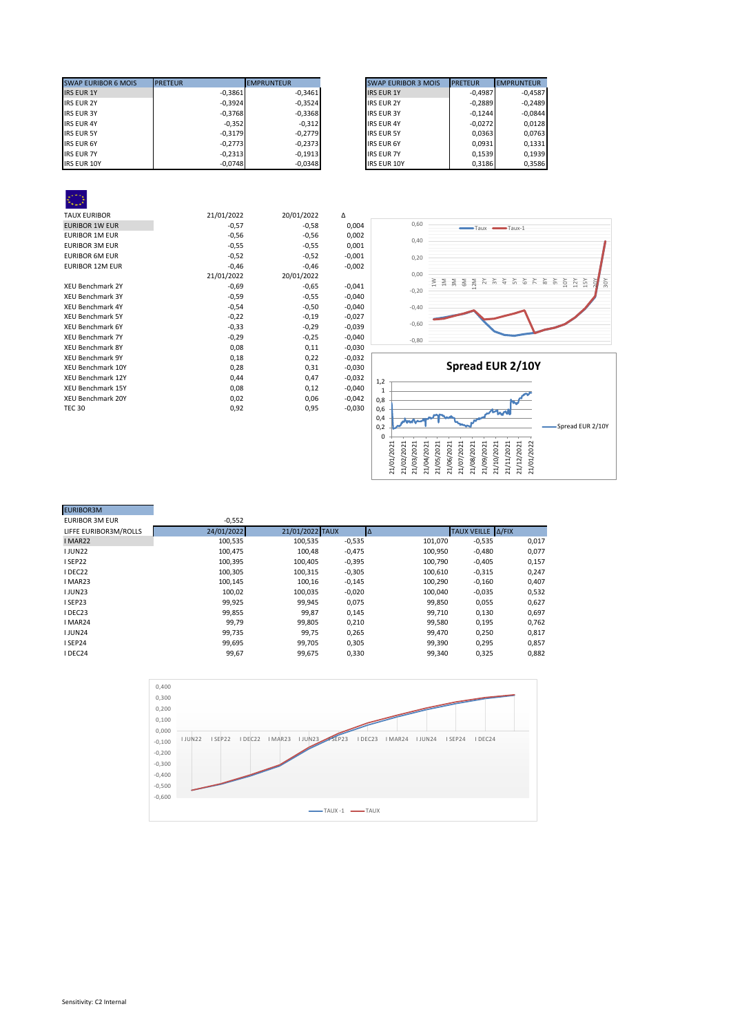| SWAP EURIBOR 6 MOIS | PRETEUR | EMPRUNTEUR |
|---|---|---|
| IRS EUR 1Y | -0,3861 | -0,3461 |
| IRS EUR 2Y | -0,3924 | -0,3524 |
| IRS EUR 3Y | -0,3768 | -0,3368 |
| IRS EUR 4Y | -0,352 | -0,312 |
| IRS EUR 5Y | -0,3179 | -0,2779 |
| IRS EUR 6Y | -0,2773 | -0,2373 |
| IRS EUR 7Y | -0,2313 | -0,1913 |
| IRS EUR 10Y | -0,0748 | -0,0348 |

| SWAP EURIBOR 3 MOIS | PRETEUR | EMPRUNTEUR |
|---|---|---|
| IRS EUR 1Y | -0,4987 | -0,4587 |
| IRS EUR 2Y | -0,2889 | -0,2489 |
| IRS EUR 3Y | -0,1244 | -0,0844 |
| IRS EUR 4Y | -0,0272 | 0,0128 |
| IRS EUR 5Y | 0,0363 | 0,0763 |
| IRS EUR 6Y | 0,0931 | 0,1331 |
| IRS EUR 7Y | 0,1539 | 0,1939 |
| IRS EUR 10Y | 0,3186 | 0,3586 |

| TAUX EURIBOR | 21/01/2022 | 20/01/2022 | Δ |
|---|---|---|---|
| EURIBOR 1W EUR | -0,57 | -0,58 | 0,004 |
| EURIBOR 1M EUR | -0,56 | -0,56 | 0,002 |
| EURIBOR 3M EUR | -0,55 | -0,55 | 0,001 |
| EURIBOR 6M EUR | -0,52 | -0,52 | -0,001 |
| EURIBOR 12M EUR | -0,46 | -0,46 | -0,002 |
| | 21/01/2022 | 20/01/2022 | |
| XEU Benchmark 2Y | -0,69 | -0,65 | -0,041 |
| XEU Benchmark 3Y | -0,59 | -0,55 | -0,040 |
| XEU Benchmark 4Y | -0,54 | -0,50 | -0,040 |
| XEU Benchmark 5Y | -0,22 | -0,19 | -0,027 |
| XEU Benchmark 6Y | -0,33 | -0,29 | -0,039 |
| XEU Benchmark 7Y | -0,29 | -0,25 | -0,040 |
| XEU Benchmark 8Y | 0,08 | 0,11 | -0,030 |
| XEU Benchmark 9Y | 0,18 | 0,22 | -0,032 |
| XEU Benchmark 10Y | 0,28 | 0,31 | -0,030 |
| XEU Benchmark 12Y | 0,44 | 0,47 | -0,032 |
| XEU Benchmark 15Y | 0,08 | 0,12 | -0,040 |
| XEU Benchmark 20Y | 0,02 | 0,06 | -0,042 |
| TEC 30 | 0,92 | 0,95 | -0,030 |

## Spread EUR 2/10Y

| EURIBOR3M | | | | | | |
|---|---|---|---|---|---|---|
| EURIBOR 3M EUR | -0,552 | | | | | |
| LIFFE EURIBOR3M/ROLLS | 24/01/2022 | 21/01/2022 | TAUX | Δ | TAUX VEILLE | Δ/FIX |
| I MAR22 | 100,535 | 100,535 | -0,535 | 101,070 | -0,535 | 0,017 |
| I JUN22 | 100,475 | 100,48 | -0,475 | 100,950 | -0,480 | 0,077 |
| I SEP22 | 100,395 | 100,405 | -0,395 | 100,790 | -0,405 | 0,157 |
| I DEC22 | 100,305 | 100,315 | -0,305 | 100,610 | -0,315 | 0,247 |
| I MAR23 | 100,145 | 100,16 | -0,145 | 100,290 | -0,160 | 0,407 |
| I JUN23 | 100,02 | 100,035 | -0,020 | 100,040 | -0,035 | 0,532 |
| I SEP23 | 99,925 | 99,945 | 0,075 | 99,850 | 0,055 | 0,627 |
| I DEC23 | 99,855 | 99,87 | 0,145 | 99,710 | 0,130 | 0,697 |
| I MAR24 | 99,79 | 99,805 | 0,210 | 99,580 | 0,195 | 0,762 |
| I JUN24 | 99,735 | 99,75 | 0,265 | 99,470 | 0,250 | 0,817 |
| I SEP24 | 99,695 | 99,705 | 0,305 | 99,390 | 0,295 | 0,857 |
| I DEC24 | 99,67 | 99,675 | 0,330 | 99,340 | 0,325 | 0,882 |

Sensitivity: C2 Internal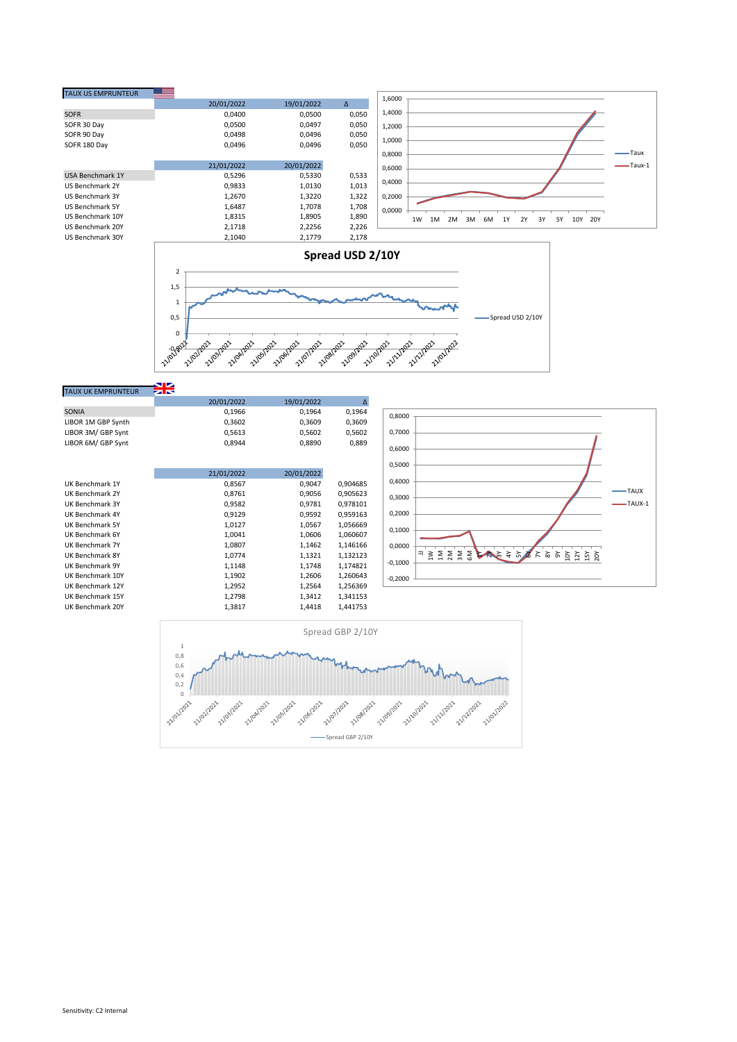## TAUX US EMPRUNTEUR

| | 20/01/2022 | 19/01/2022 | Δ |
|---|---|---|---|
| SOFR | 0,0400 | 0,0500 | 0,050 |
| SOFR 30 Day | 0,0500 | 0,0497 | 0,050 |
| SOFR 90 Day | 0,0498 | 0,0496 | 0,050 |
| SOFR 180 Day | 0,0496 | 0,0496 | 0,050 |

| | 21/01/2022 | 20/01/2022 | |
|---|---|---|---|
| USA Benchmark 1Y | 0,5296 | 0,5330 | 0,533 |
| US Benchmark 2Y | 0,9833 | 1,0130 | 1,013 |
| US Benchmark 3Y | 1,2670 | 1,3220 | 1,322 |
| US Benchmark 5Y | 1,6487 | 1,7078 | 1,708 |
| US Benchmark 10Y | 1,8315 | 1,8905 | 1,890 |
| US Benchmark 20Y | 2,1718 | 2,2256 | 2,226 |
| US Benchmark 30Y | 2,1040 | 2,1779 | 2,178 |

1,6000
1,4000
1,2000
1,0000
0,8000
0,6000
0,4000
0,2000
0,0000
1W 1M 2M 3M 6M 1Y 2Y 3Y 5Y 10Y 20Y
Taux
Taux-1

**Spread USD 2/10Y**

2
1,5
1
0,5
0
-0,5
21/01/2021 21/02/2021 21/03/2021 21/04/2021 21/05/2021 21/06/2021 21/07/2021 21/08/2021 21/09/2021 21/10/2021 21/11/2021 21/12/2021 21/01/2022
Spread USD 2/10Y

## TAUX UK EMPRUNTEUR

| | 20/01/2022 | 19/01/2022 | Δ |
|---|---|---|---|
| SONIA | 0,1966 | 0,1964 | 0,1964 |
| LIBOR 1M GBP Synth | 0,3602 | 0,3609 | 0,3609 |
| LIBOR 3M/ GBP Synt | 0,5613 | 0,5602 | 0,5602 |
| LIBOR 6M/ GBP Synt | 0,8944 | 0,8890 | 0,889 |

| | 21/01/2022 | 20/01/2022 | |
|---|---|---|---|
| UK Benchmark 1Y | 0,8567 | 0,9047 | 0,904685 |
| UK Benchmark 2Y | 0,8761 | 0,9056 | 0,905623 |
| UK Benchmark 3Y | 0,9582 | 0,9781 | 0,978101 |
| UK Benchmark 4Y | 0,9129 | 0,9592 | 0,959163 |
| UK Benchmark 5Y | 1,0127 | 1,0567 | 1,056669 |
| UK Benchmark 6Y | 1,0041 | 1,0606 | 1,060607 |
| UK Benchmark 7Y | 1,0807 | 1,1462 | 1,146166 |
| UK Benchmark 8Y | 1,0774 | 1,1321 | 1,132123 |
| UK Benchmark 9Y | 1,1148 | 1,1748 | 1,174821 |
| UK Benchmark 10Y | 1,1902 | 1,2606 | 1,260643 |
| UK Benchmark 12Y | 1,2952 | 1,2564 | 1,256369 |
| UK Benchmark 15Y | 1,2798 | 1,3412 | 1,341153 |
| UK Benchmark 20Y | 1,3817 | 1,4418 | 1,441753 |

0,8000
0,7000
0,6000
0,5000
0,4000
0,3000
0,2000
0,1000
0,0000
-0,1000
-0,2000
JJ 1W 1M 2M 3M 6M 1Y 2Y 3Y 4Y 5Y 6Y 7Y 8Y 9Y 10Y 12Y 15Y 20Y
TAUX
TAUX-1

Spread GBP 2/10Y

1
0,8
0,6
0,4
0,2
0
21/01/2021 21/02/2021 21/03/2021 21/04/2021 21/05/2021 21/06/2021 21/07/2021 21/08/2021 21/09/2021 21/10/2021 21/11/2021 21/12/2021 21/01/2022
Spread GBP 2/10Y

Sensitivity: C2 Internal